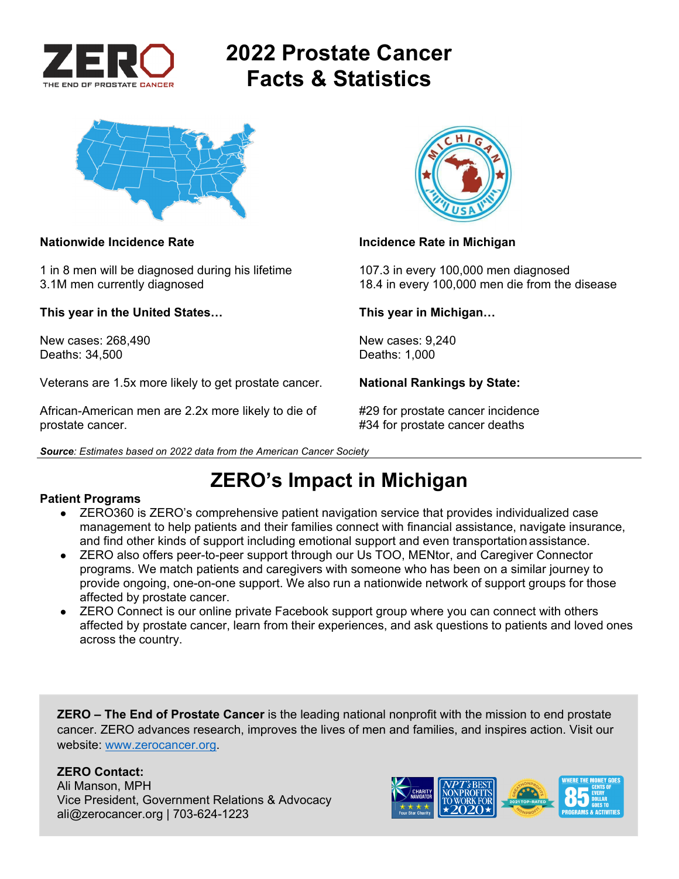ZERO
THE END OF PROSTATE CANCER

# 2022 Prostate Cancer Facts & Statistics

**Nationwide Incidence Rate**

1 in 8 men will be diagnosed during his lifetime
3.1M men currently diagnosed

**This year in the United States…**

New cases: 268,490
Deaths: 34,500

Veterans are 1.5x more likely to get prostate cancer.

African-American men are 2.2x more likely to die of prostate cancer.

**Incidence Rate in Michigan**

107.3 in every 100,000 men diagnosed
18.4 in every 100,000 men die from the disease

**This year in Michigan…**

New cases: 9,240
Deaths: 1,000

**National Rankings by State:**

#29 for prostate cancer incidence
#34 for prostate cancer deaths

***Source**: Estimates based on 2022 data from the American Cancer Society*

---

## ZERO's Impact in Michigan

**Patient Programs**

- ZERO360 is ZERO's comprehensive patient navigation service that provides individualized case management to help patients and their families connect with financial assistance, navigate insurance, and find other kinds of support including emotional support and even transportation assistance.
- ZERO also offers peer-to-peer support through our Us TOO, MENtor, and Caregiver Connector programs. We match patients and caregivers with someone who has been on a similar journey to provide ongoing, one-on-one support. We also run a nationwide network of support groups for those affected by prostate cancer.
- ZERO Connect is our online private Facebook support group where you can connect with others affected by prostate cancer, learn from their experiences, and ask questions to patients and loved ones across the country.

**ZERO – The End of Prostate Cancer** is the leading national nonprofit with the mission to end prostate cancer. ZERO advances research, improves the lives of men and families, and inspires action. Visit our website: [www.zerocancer.org](http://www.zerocancer.org).

**ZERO Contact:**
Ali Manson, MPH
Vice President, Government Relations & Advocacy
ali@zerocancer.org | 703-624-1223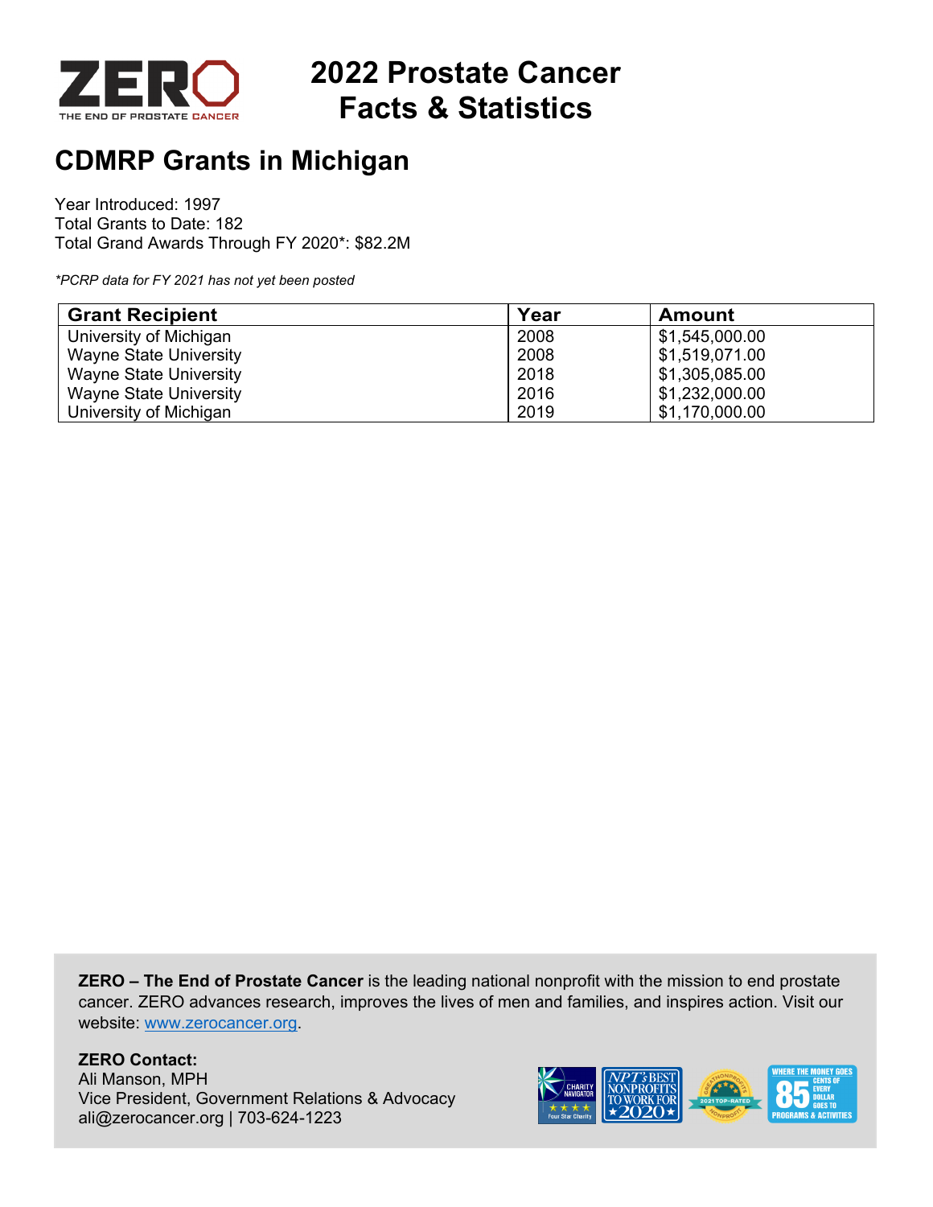# 2022 Prostate Cancer Facts & Statistics

## CDMRP Grants in Michigan

Year Introduced: 1997
Total Grants to Date: 182
Total Grand Awards Through FY 2020*: $82.2M

*\*PCRP data for FY 2021 has not yet been posted*

| Grant Recipient | Year | Amount |
|---|---|---|
| University of Michigan | 2008 | $1,545,000.00 |
| Wayne State University | 2008 | $1,519,071.00 |
| Wayne State University | 2018 | $1,305,085.00 |
| Wayne State University | 2016 | $1,232,000.00 |
| University of Michigan | 2019 | $1,170,000.00 |

**ZERO – The End of Prostate Cancer** is the leading national nonprofit with the mission to end prostate cancer. ZERO advances research, improves the lives of men and families, and inspires action. Visit our website: [www.zerocancer.org](http://www.zerocancer.org).

**ZERO Contact:**
Ali Manson, MPH
Vice President, Government Relations & Advocacy
ali@zerocancer.org | 703-624-1223